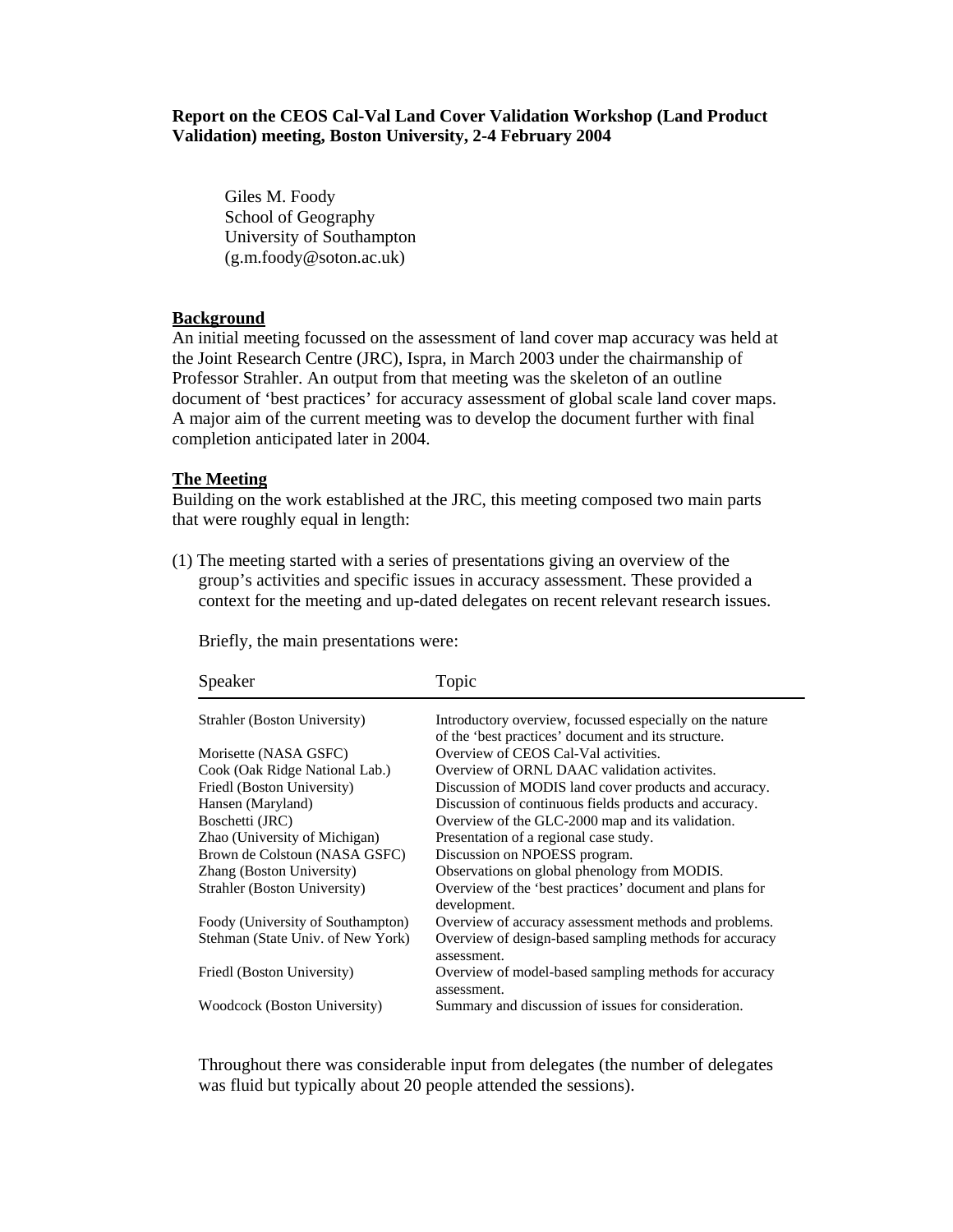**Report on the CEOS Cal-Val Land Cover Validation Workshop (Land Product Validation) meeting, Boston University, 2-4 February 2004**

Giles M. Foody
School of Geography
University of Southampton
(g.m.foody@soton.ac.uk)

## Background

An initial meeting focussed on the assessment of land cover map accuracy was held at the Joint Research Centre (JRC), Ispra, in March 2003 under the chairmanship of Professor Strahler. An output from that meeting was the skeleton of an outline document of 'best practices' for accuracy assessment of global scale land cover maps. A major aim of the current meeting was to develop the document further with final completion anticipated later in 2004.

## The Meeting

Building on the work established at the JRC, this meeting composed two main parts that were roughly equal in length:

(1) The meeting started with a series of presentations giving an overview of the group's activities and specific issues in accuracy assessment. These provided a context for the meeting and up-dated delegates on recent relevant research issues.

Briefly, the main presentations were:

| Speaker | Topic |
|---|---|
| Strahler (Boston University) | Introductory overview, focussed especially on the nature of the 'best practices' document and its structure. |
| Morisette (NASA GSFC) | Overview of CEOS Cal-Val activities. |
| Cook (Oak Ridge National Lab.) | Overview of ORNL DAAC validation activites. |
| Friedl (Boston University) | Discussion of MODIS land cover products and accuracy. |
| Hansen (Maryland) | Discussion of continuous fields products and accuracy. |
| Boschetti (JRC) | Overview of the GLC-2000 map and its validation. |
| Zhao (University of Michigan) | Presentation of a regional case study. |
| Brown de Colstoun (NASA GSFC) | Discussion on NPOESS program. |
| Zhang (Boston University) | Observations on global phenology from MODIS. |
| Strahler (Boston University) | Overview of the 'best practices' document and plans for development. |
| Foody (University of Southampton) | Overview of accuracy assessment methods and problems. |
| Stehman (State Univ. of New York) | Overview of design-based sampling methods for accuracy assessment. |
| Friedl (Boston University) | Overview of model-based sampling methods for accuracy assessment. |
| Woodcock (Boston University) | Summary and discussion of issues for consideration. |

Throughout there was considerable input from delegates (the number of delegates was fluid but typically about 20 people attended the sessions).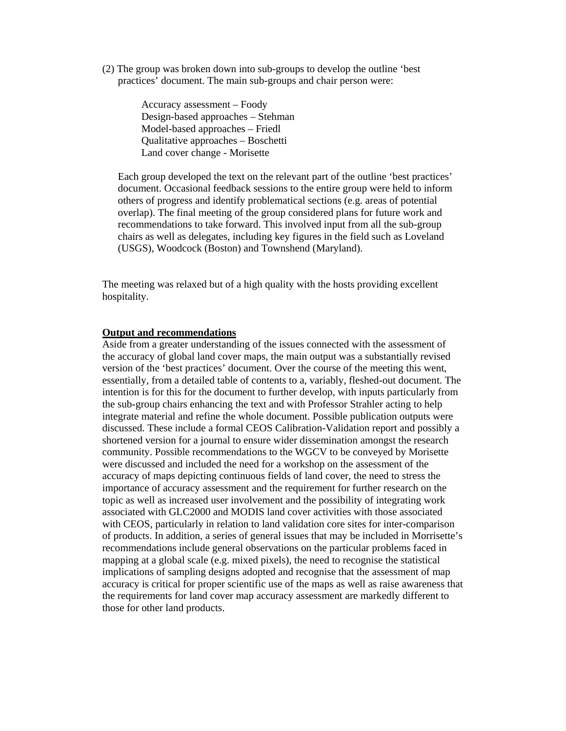(2) The group was broken down into sub-groups to develop the outline 'best practices' document. The main sub-groups and chair person were:

Accuracy assessment – Foody
Design-based approaches – Stehman
Model-based approaches – Friedl
Qualitative approaches – Boschetti
Land cover change - Morisette

Each group developed the text on the relevant part of the outline 'best practices' document. Occasional feedback sessions to the entire group were held to inform others of progress and identify problematical sections (e.g. areas of potential overlap). The final meeting of the group considered plans for future work and recommendations to take forward. This involved input from all the sub-group chairs as well as delegates, including key figures in the field such as Loveland (USGS), Woodcock (Boston) and Townshend (Maryland).

The meeting was relaxed but of a high quality with the hosts providing excellent hospitality.

**Output and recommendations**

Aside from a greater understanding of the issues connected with the assessment of the accuracy of global land cover maps, the main output was a substantially revised version of the 'best practices' document. Over the course of the meeting this went, essentially, from a detailed table of contents to a, variably, fleshed-out document. The intention is for this for the document to further develop, with inputs particularly from the sub-group chairs enhancing the text and with Professor Strahler acting to help integrate material and refine the whole document. Possible publication outputs were discussed. These include a formal CEOS Calibration-Validation report and possibly a shortened version for a journal to ensure wider dissemination amongst the research community. Possible recommendations to the WGCV to be conveyed by Morisette were discussed and included the need for a workshop on the assessment of the accuracy of maps depicting continuous fields of land cover, the need to stress the importance of accuracy assessment and the requirement for further research on the topic as well as increased user involvement and the possibility of integrating work associated with GLC2000 and MODIS land cover activities with those associated with CEOS, particularly in relation to land validation core sites for inter-comparison of products. In addition, a series of general issues that may be included in Morrisette's recommendations include general observations on the particular problems faced in mapping at a global scale (e.g. mixed pixels), the need to recognise the statistical implications of sampling designs adopted and recognise that the assessment of map accuracy is critical for proper scientific use of the maps as well as raise awareness that the requirements for land cover map accuracy assessment are markedly different to those for other land products.